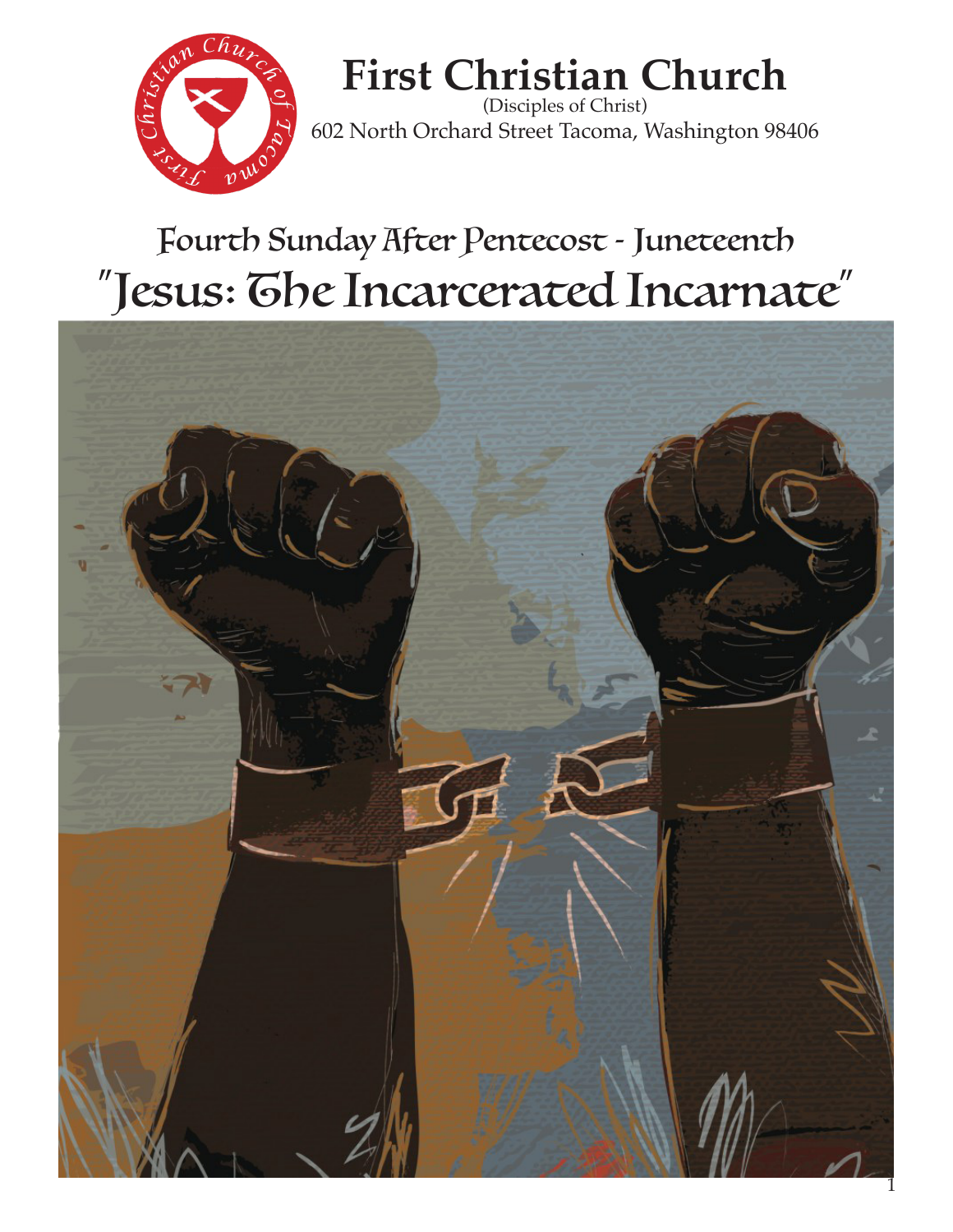# First Christian Church

(Disciples of Christ)

602 North Orchard Street Tacoma, Washington 98406

## Fourth Sunday After Pentecost - Juneteenth

## "Jesus: The Incarcerated Incarnate"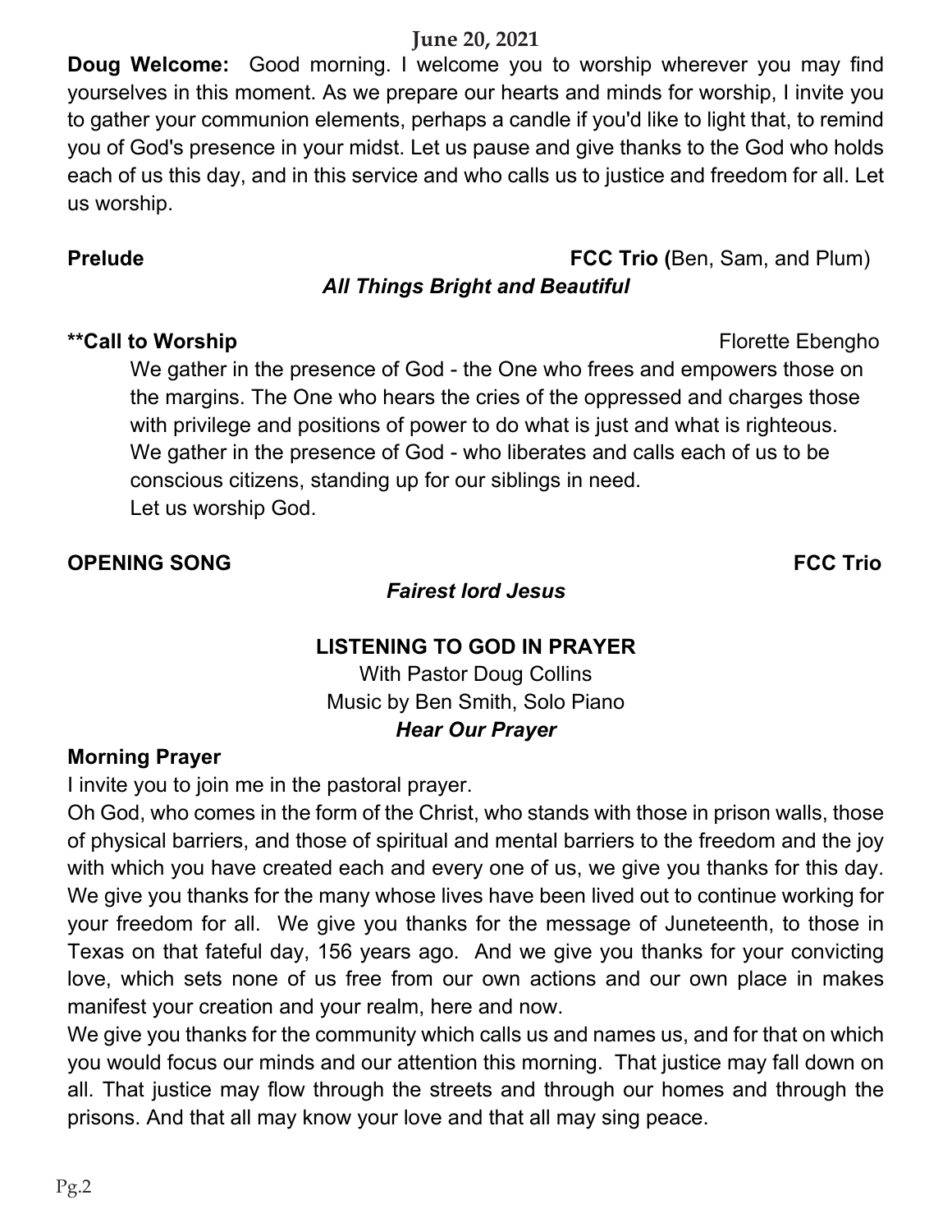**June 20, 2021**

**Doug Welcome:** Good morning. I welcome you to worship wherever you may find yourselves in this moment. As we prepare our hearts and minds for worship, I invite you to gather your communion elements, perhaps a candle if you'd like to light that, to remind you of God's presence in your midst. Let us pause and give thanks to the God who holds each of us this day, and in this service and who calls us to justice and freedom for all. Let us worship.

**Prelude** **FCC Trio (**Ben, Sam, and Plum)

***All Things Bright and Beautiful***

****Call to Worship** Florette Ebengho

We gather in the presence of God - the One who frees and empowers those on the margins. The One who hears the cries of the oppressed and charges those with privilege and positions of power to do what is just and what is righteous.
We gather in the presence of God - who liberates and calls each of us to be conscious citizens, standing up for our siblings in need.
Let us worship God.

**OPENING SONG** **FCC Trio**

***Fairest lord Jesus***

**LISTENING TO GOD IN PRAYER**

With Pastor Doug Collins
Music by Ben Smith, Solo Piano
***Hear Our Prayer***

**Morning Prayer**

I invite you to join me in the pastoral prayer.

Oh God, who comes in the form of the Christ, who stands with those in prison walls, those of physical barriers, and those of spiritual and mental barriers to the freedom and the joy with which you have created each and every one of us, we give you thanks for this day. We give you thanks for the many whose lives have been lived out to continue working for your freedom for all. We give you thanks for the message of Juneteenth, to those in Texas on that fateful day, 156 years ago. And we give you thanks for your convicting love, which sets none of us free from our own actions and our own place in makes manifest your creation and your realm, here and now.

We give you thanks for the community which calls us and names us, and for that on which you would focus our minds and our attention this morning. That justice may fall down on all. That justice may flow through the streets and through our homes and through the prisons. And that all may know your love and that all may sing peace.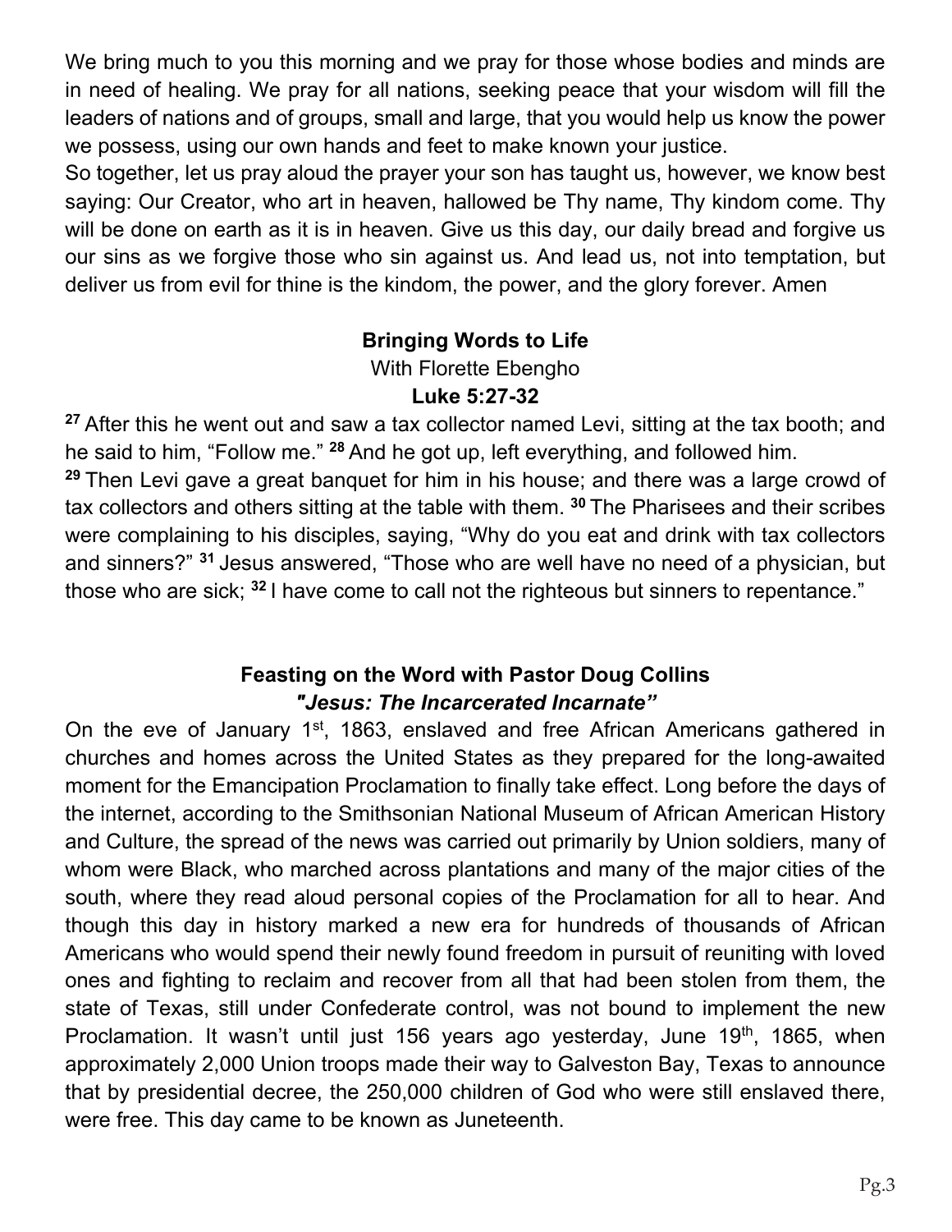We bring much to you this morning and we pray for those whose bodies and minds are in need of healing. We pray for all nations, seeking peace that your wisdom will fill the leaders of nations and of groups, small and large, that you would help us know the power we possess, using our own hands and feet to make known your justice.

So together, let us pray aloud the prayer your son has taught us, however, we know best saying: Our Creator, who art in heaven, hallowed be Thy name, Thy kindom come. Thy will be done on earth as it is in heaven. Give us this day, our daily bread and forgive us our sins as we forgive those who sin against us. And lead us, not into temptation, but deliver us from evil for thine is the kindom, the power, and the glory forever. Amen

**Bringing Words to Life**

With Florette Ebengho

**Luke 5:27-32**

**27** After this he went out and saw a tax collector named Levi, sitting at the tax booth; and he said to him, “Follow me.” **28** And he got up, left everything, and followed him.

**29** Then Levi gave a great banquet for him in his house; and there was a large crowd of tax collectors and others sitting at the table with them. **30** The Pharisees and their scribes were complaining to his disciples, saying, “Why do you eat and drink with tax collectors and sinners?” **31** Jesus answered, “Those who are well have no need of a physician, but those who are sick; **32** I have come to call not the righteous but sinners to repentance.”

**Feasting on the Word with Pastor Doug Collins**

***"Jesus: The Incarcerated Incarnate”***

On the eve of January 1st, 1863, enslaved and free African Americans gathered in churches and homes across the United States as they prepared for the long-awaited moment for the Emancipation Proclamation to finally take effect. Long before the days of the internet, according to the Smithsonian National Museum of African American History and Culture, the spread of the news was carried out primarily by Union soldiers, many of whom were Black, who marched across plantations and many of the major cities of the south, where they read aloud personal copies of the Proclamation for all to hear. And though this day in history marked a new era for hundreds of thousands of African Americans who would spend their newly found freedom in pursuit of reuniting with loved ones and fighting to reclaim and recover from all that had been stolen from them, the state of Texas, still under Confederate control, was not bound to implement the new Proclamation. It wasn’t until just 156 years ago yesterday, June 19th, 1865, when approximately 2,000 Union troops made their way to Galveston Bay, Texas to announce that by presidential decree, the 250,000 children of God who were still enslaved there, were free. This day came to be known as Juneteenth.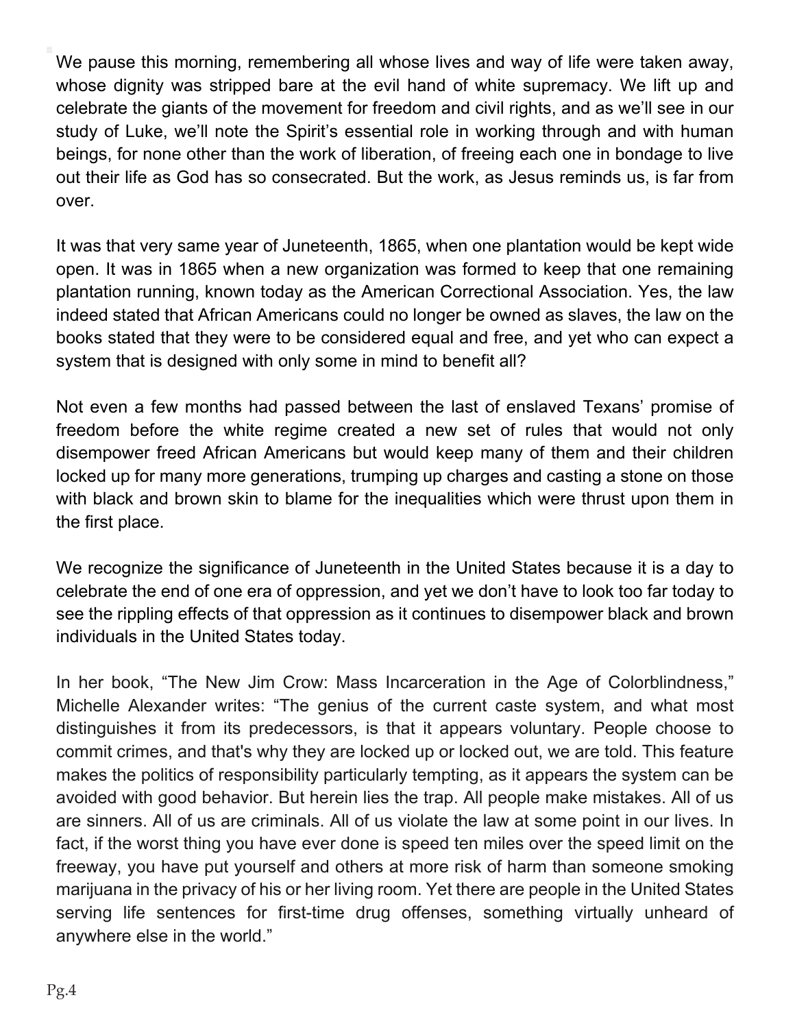We pause this morning, remembering all whose lives and way of life were taken away, whose dignity was stripped bare at the evil hand of white supremacy. We lift up and celebrate the giants of the movement for freedom and civil rights, and as we'll see in our study of Luke, we'll note the Spirit's essential role in working through and with human beings, for none other than the work of liberation, of freeing each one in bondage to live out their life as God has so consecrated. But the work, as Jesus reminds us, is far from over.

It was that very same year of Juneteenth, 1865, when one plantation would be kept wide open. It was in 1865 when a new organization was formed to keep that one remaining plantation running, known today as the American Correctional Association. Yes, the law indeed stated that African Americans could no longer be owned as slaves, the law on the books stated that they were to be considered equal and free, and yet who can expect a system that is designed with only some in mind to benefit all?

Not even a few months had passed between the last of enslaved Texans' promise of freedom before the white regime created a new set of rules that would not only disempower freed African Americans but would keep many of them and their children locked up for many more generations, trumping up charges and casting a stone on those with black and brown skin to blame for the inequalities which were thrust upon them in the first place.

We recognize the significance of Juneteenth in the United States because it is a day to celebrate the end of one era of oppression, and yet we don't have to look too far today to see the rippling effects of that oppression as it continues to disempower black and brown individuals in the United States today.

In her book, "The New Jim Crow: Mass Incarceration in the Age of Colorblindness," Michelle Alexander writes: "The genius of the current caste system, and what most distinguishes it from its predecessors, is that it appears voluntary. People choose to commit crimes, and that's why they are locked up or locked out, we are told. This feature makes the politics of responsibility particularly tempting, as it appears the system can be avoided with good behavior. But herein lies the trap. All people make mistakes. All of us are sinners. All of us are criminals. All of us violate the law at some point in our lives. In fact, if the worst thing you have ever done is speed ten miles over the speed limit on the freeway, you have put yourself and others at more risk of harm than someone smoking marijuana in the privacy of his or her living room. Yet there are people in the United States serving life sentences for first-time drug offenses, something virtually unheard of anywhere else in the world."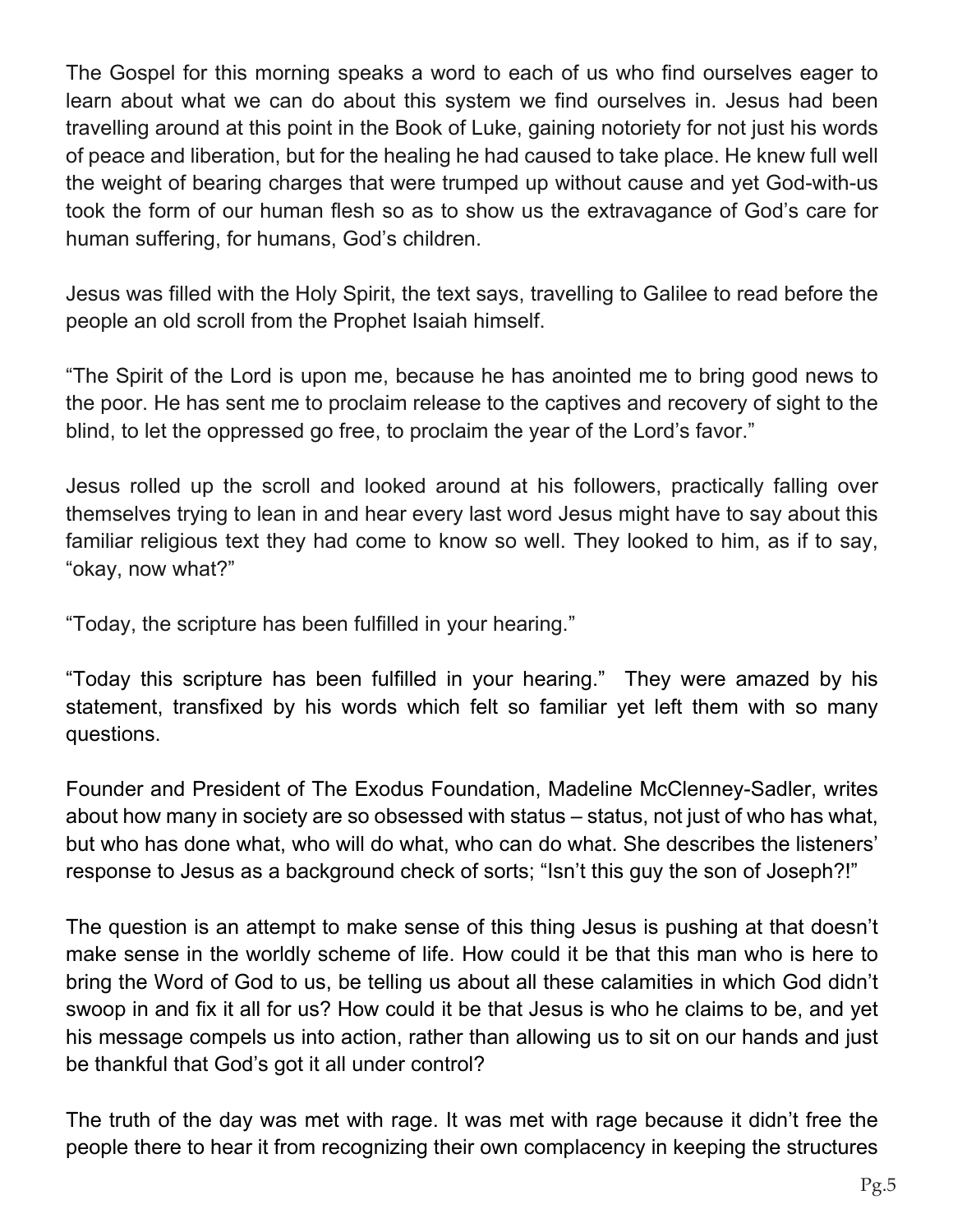The Gospel for this morning speaks a word to each of us who find ourselves eager to learn about what we can do about this system we find ourselves in. Jesus had been travelling around at this point in the Book of Luke, gaining notoriety for not just his words of peace and liberation, but for the healing he had caused to take place. He knew full well the weight of bearing charges that were trumped up without cause and yet God-with-us took the form of our human flesh so as to show us the extravagance of God's care for human suffering, for humans, God's children.

Jesus was filled with the Holy Spirit, the text says, travelling to Galilee to read before the people an old scroll from the Prophet Isaiah himself.

"The Spirit of the Lord is upon me, because he has anointed me to bring good news to the poor. He has sent me to proclaim release to the captives and recovery of sight to the blind, to let the oppressed go free, to proclaim the year of the Lord's favor."

Jesus rolled up the scroll and looked around at his followers, practically falling over themselves trying to lean in and hear every last word Jesus might have to say about this familiar religious text they had come to know so well. They looked to him, as if to say, "okay, now what?"

"Today, the scripture has been fulfilled in your hearing."

"Today this scripture has been fulfilled in your hearing." They were amazed by his statement, transfixed by his words which felt so familiar yet left them with so many questions.

Founder and President of The Exodus Foundation, Madeline McClenney-Sadler, writes about how many in society are so obsessed with status – status, not just of who has what, but who has done what, who will do what, who can do what. She describes the listeners' response to Jesus as a background check of sorts; "Isn't this guy the son of Joseph?!"

The question is an attempt to make sense of this thing Jesus is pushing at that doesn't make sense in the worldly scheme of life. How could it be that this man who is here to bring the Word of God to us, be telling us about all these calamities in which God didn't swoop in and fix it all for us? How could it be that Jesus is who he claims to be, and yet his message compels us into action, rather than allowing us to sit on our hands and just be thankful that God's got it all under control?

The truth of the day was met with rage. It was met with rage because it didn't free the people there to hear it from recognizing their own complacency in keeping the structures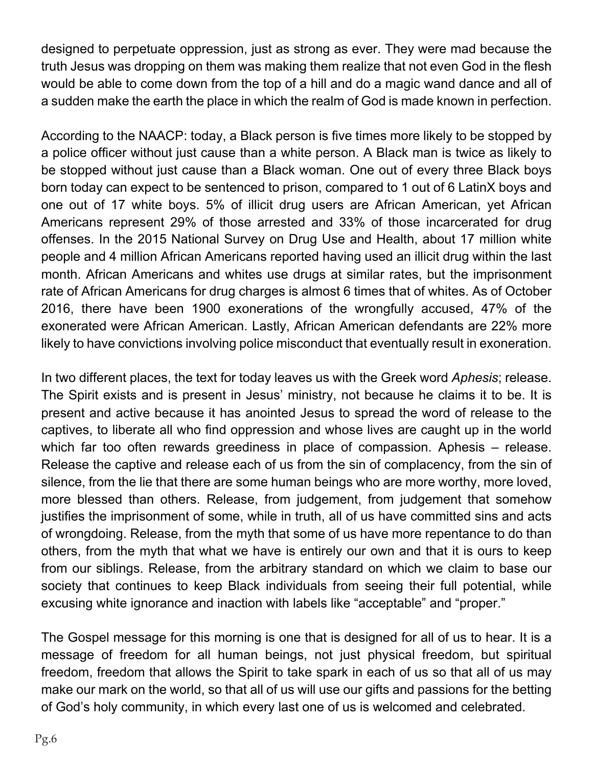designed to perpetuate oppression, just as strong as ever. They were mad because the truth Jesus was dropping on them was making them realize that not even God in the flesh would be able to come down from the top of a hill and do a magic wand dance and all of a sudden make the earth the place in which the realm of God is made known in perfection.

According to the NAACP: today, a Black person is five times more likely to be stopped by a police officer without just cause than a white person. A Black man is twice as likely to be stopped without just cause than a Black woman. One out of every three Black boys born today can expect to be sentenced to prison, compared to 1 out of 6 LatinX boys and one out of 17 white boys. 5% of illicit drug users are African American, yet African Americans represent 29% of those arrested and 33% of those incarcerated for drug offenses. In the 2015 National Survey on Drug Use and Health, about 17 million white people and 4 million African Americans reported having used an illicit drug within the last month. African Americans and whites use drugs at similar rates, but the imprisonment rate of African Americans for drug charges is almost 6 times that of whites. As of October 2016, there have been 1900 exonerations of the wrongfully accused, 47% of the exonerated were African American. Lastly, African American defendants are 22% more likely to have convictions involving police misconduct that eventually result in exoneration.

In two different places, the text for today leaves us with the Greek word *Aphesis*; release. The Spirit exists and is present in Jesus' ministry, not because he claims it to be. It is present and active because it has anointed Jesus to spread the word of release to the captives, to liberate all who find oppression and whose lives are caught up in the world which far too often rewards greediness in place of compassion. Aphesis – release. Release the captive and release each of us from the sin of complacency, from the sin of silence, from the lie that there are some human beings who are more worthy, more loved, more blessed than others. Release, from judgement, from judgement that somehow justifies the imprisonment of some, while in truth, all of us have committed sins and acts of wrongdoing. Release, from the myth that some of us have more repentance to do than others, from the myth that what we have is entirely our own and that it is ours to keep from our siblings. Release, from the arbitrary standard on which we claim to base our society that continues to keep Black individuals from seeing their full potential, while excusing white ignorance and inaction with labels like "acceptable" and "proper."

The Gospel message for this morning is one that is designed for all of us to hear. It is a message of freedom for all human beings, not just physical freedom, but spiritual freedom, freedom that allows the Spirit to take spark in each of us so that all of us may make our mark on the world, so that all of us will use our gifts and passions for the betting of God's holy community, in which every last one of us is welcomed and celebrated.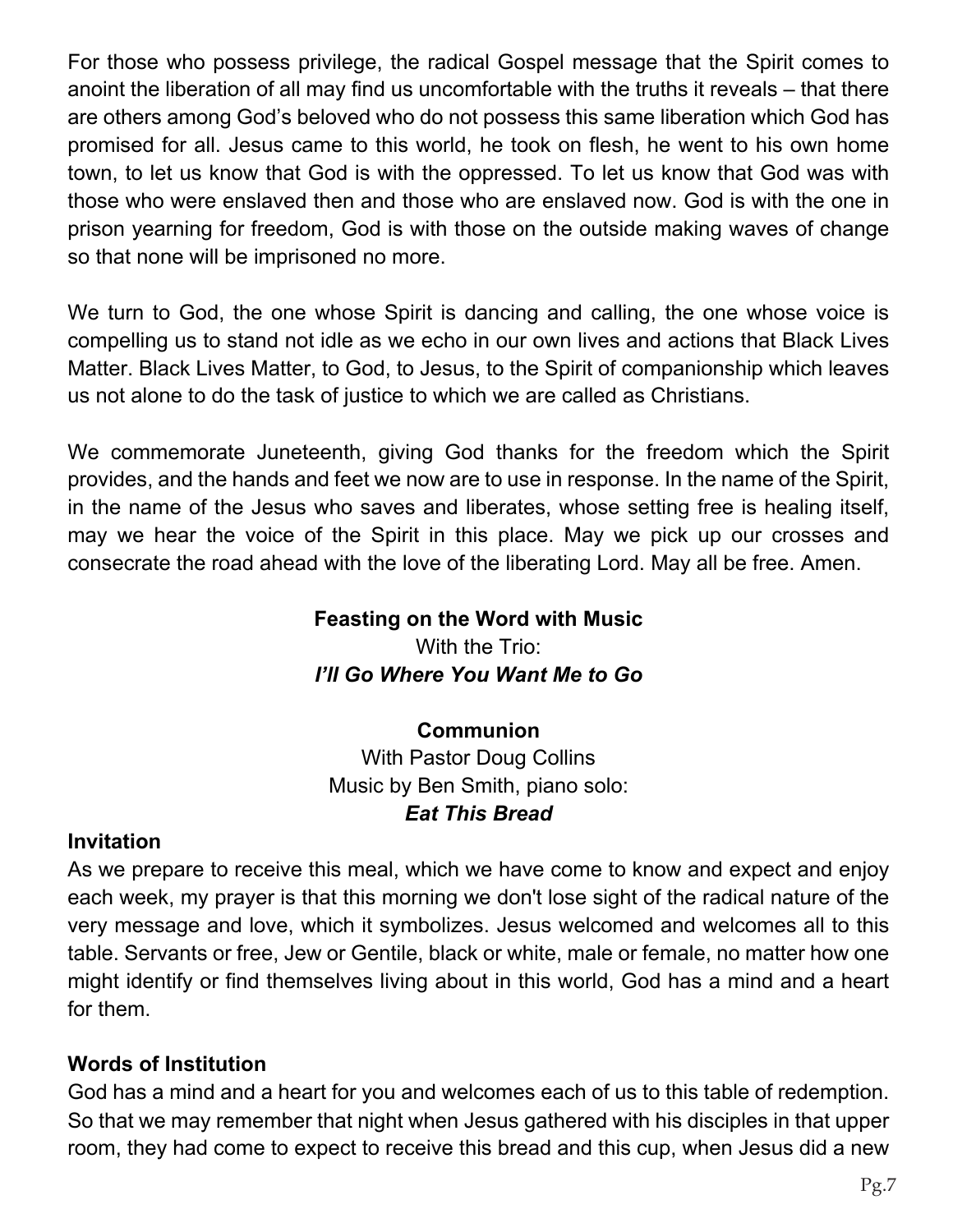For those who possess privilege, the radical Gospel message that the Spirit comes to anoint the liberation of all may find us uncomfortable with the truths it reveals – that there are others among God's beloved who do not possess this same liberation which God has promised for all. Jesus came to this world, he took on flesh, he went to his own home town, to let us know that God is with the oppressed. To let us know that God was with those who were enslaved then and those who are enslaved now. God is with the one in prison yearning for freedom, God is with those on the outside making waves of change so that none will be imprisoned no more.

We turn to God, the one whose Spirit is dancing and calling, the one whose voice is compelling us to stand not idle as we echo in our own lives and actions that Black Lives Matter. Black Lives Matter, to God, to Jesus, to the Spirit of companionship which leaves us not alone to do the task of justice to which we are called as Christians.

We commemorate Juneteenth, giving God thanks for the freedom which the Spirit provides, and the hands and feet we now are to use in response. In the name of the Spirit, in the name of the Jesus who saves and liberates, whose setting free is healing itself, may we hear the voice of the Spirit in this place. May we pick up our crosses and consecrate the road ahead with the love of the liberating Lord. May all be free. Amen.

**Feasting on the Word with Music**
With the Trio:
***I'll Go Where You Want Me to Go***

**Communion**
With Pastor Doug Collins
Music by Ben Smith, piano solo:
***Eat This Bread***

**Invitation**

As we prepare to receive this meal, which we have come to know and expect and enjoy each week, my prayer is that this morning we don't lose sight of the radical nature of the very message and love, which it symbolizes. Jesus welcomed and welcomes all to this table. Servants or free, Jew or Gentile, black or white, male or female, no matter how one might identify or find themselves living about in this world, God has a mind and a heart for them.

**Words of Institution**

God has a mind and a heart for you and welcomes each of us to this table of redemption. So that we may remember that night when Jesus gathered with his disciples in that upper room, they had come to expect to receive this bread and this cup, when Jesus did a new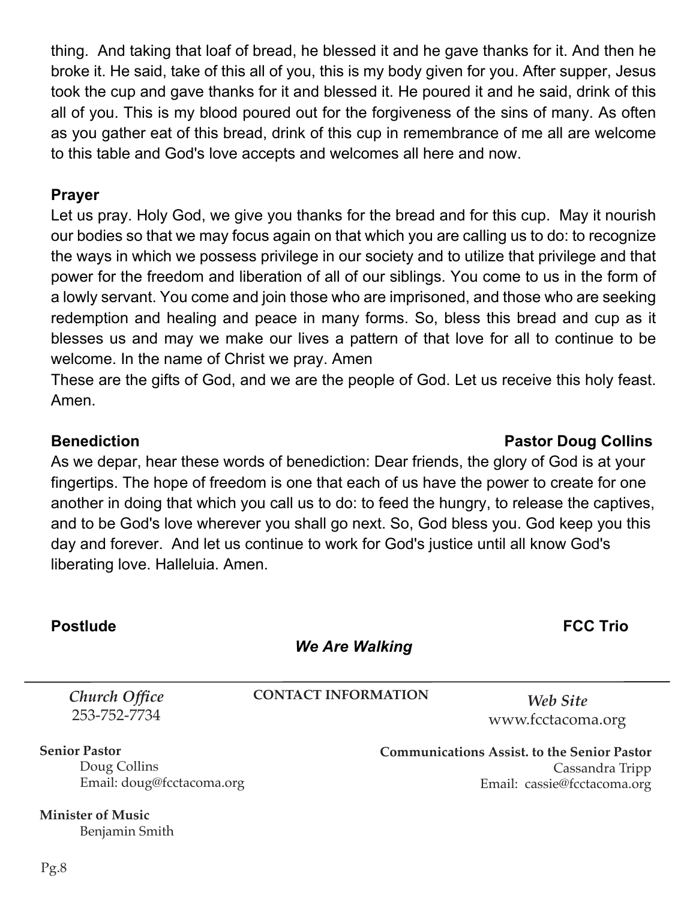thing. And taking that loaf of bread, he blessed it and he gave thanks for it. And then he broke it. He said, take of this all of you, this is my body given for you. After supper, Jesus took the cup and gave thanks for it and blessed it. He poured it and he said, drink of this all of you. This is my blood poured out for the forgiveness of the sins of many. As often as you gather eat of this bread, drink of this cup in remembrance of me all are welcome to this table and God's love accepts and welcomes all here and now.

**Prayer**

Let us pray. Holy God, we give you thanks for the bread and for this cup. May it nourish our bodies so that we may focus again on that which you are calling us to do: to recognize the ways in which we possess privilege in our society and to utilize that privilege and that power for the freedom and liberation of all of our siblings. You come to us in the form of a lowly servant. You come and join those who are imprisoned, and those who are seeking redemption and healing and peace in many forms. So, bless this bread and cup as it blesses us and may we make our lives a pattern of that love for all to continue to be welcome. In the name of Christ we pray. Amen

These are the gifts of God, and we are the people of God. Let us receive this holy feast. Amen.

**Benediction** **Pastor Doug Collins**

As we depar, hear these words of benediction: Dear friends, the glory of God is at your fingertips. The hope of freedom is one that each of us have the power to create for one another in doing that which you call us to do: to feed the hungry, to release the captives, and to be God's love wherever you shall go next. So, God bless you. God keep you this day and forever. And let us continue to work for God's justice until all know God's liberating love. Halleluia. Amen.

**Postlude** **FCC Trio**

***We Are Walking***

---

**CONTACT INFORMATION**

*Church Office*
253-752-7734

*Web Site*
www.fcctacoma.org

**Senior Pastor**
Doug Collins
Email: doug@fcctacoma.org

**Communications Assist. to the Senior Pastor**
Cassandra Tripp
Email: cassie@fcctacoma.org

**Minister of Music**
Benjamin Smith